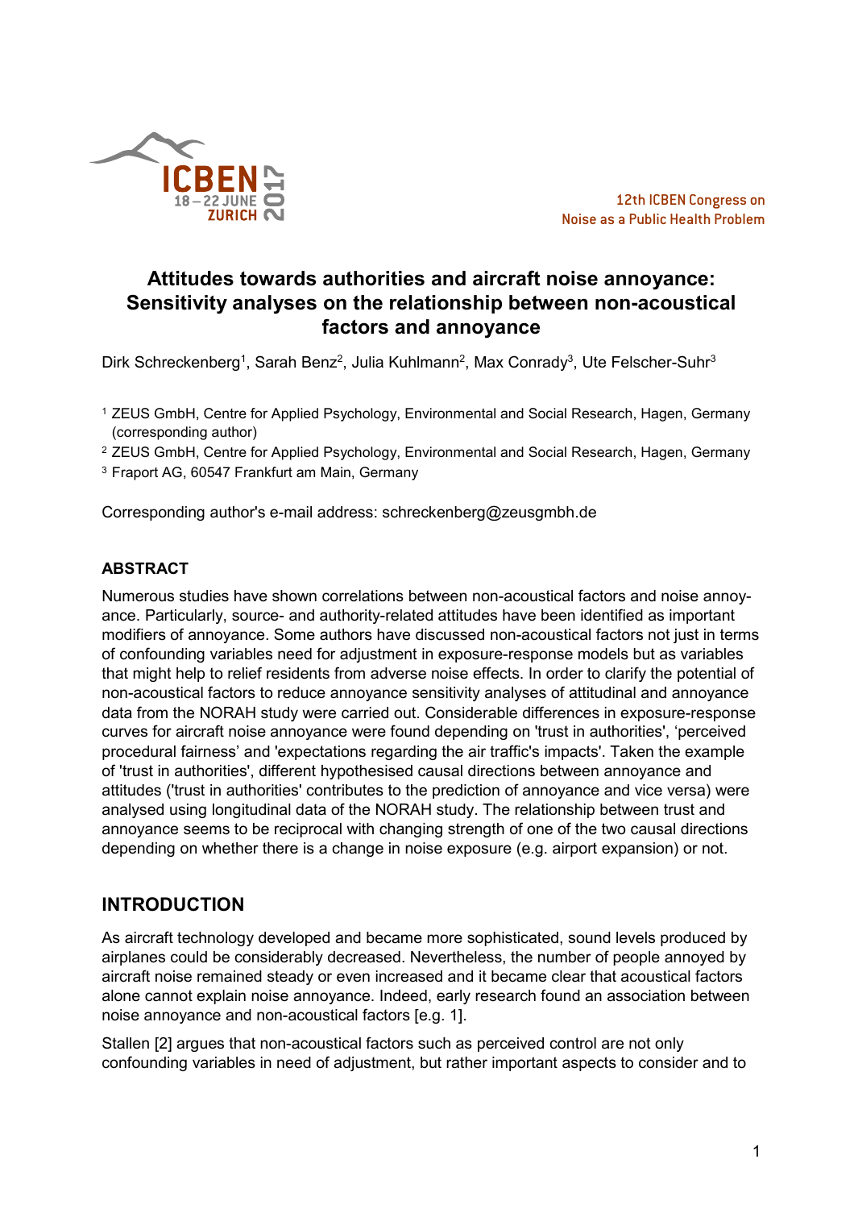12th ICBEN Congress on Noise as a Public Health Problem

# Attitudes towards authorities and aircraft noise annoyance: Sensitivity analyses on the relationship between non-acoustical factors and annoyance

Dirk Schreckenberg[1], Sarah Benz[2], Julia Kuhlmann[2], Max Conrady[3], Ute Felscher-Suhr[3]

[1] ZEUS GmbH, Centre for Applied Psychology, Environmental and Social Research, Hagen, Germany (corresponding author)

[2] ZEUS GmbH, Centre for Applied Psychology, Environmental and Social Research, Hagen, Germany

[3] Fraport AG, 60547 Frankfurt am Main, Germany

Corresponding author's e-mail address: schreckenberg@zeusgmbh.de

**ABSTRACT**

Numerous studies have shown correlations between non-acoustical factors and noise annoyance. Particularly, source- and authority-related attitudes have been identified as important modifiers of annoyance. Some authors have discussed non-acoustical factors not just in terms of confounding variables need for adjustment in exposure-response models but as variables that might help to relief residents from adverse noise effects. In order to clarify the potential of non-acoustical factors to reduce annoyance sensitivity analyses of attitudinal and annoyance data from the NORAH study were carried out. Considerable differences in exposure-response curves for aircraft noise annoyance were found depending on 'trust in authorities', 'perceived procedural fairness' and 'expectations regarding the air traffic's impacts'. Taken the example of 'trust in authorities', different hypothesised causal directions between annoyance and attitudes ('trust in authorities' contributes to the prediction of annoyance and vice versa) were analysed using longitudinal data of the NORAH study. The relationship between trust and annoyance seems to be reciprocal with changing strength of one of the two causal directions depending on whether there is a change in noise exposure (e.g. airport expansion) or not.

## INTRODUCTION

As aircraft technology developed and became more sophisticated, sound levels produced by airplanes could be considerably decreased. Nevertheless, the number of people annoyed by aircraft noise remained steady or even increased and it became clear that acoustical factors alone cannot explain noise annoyance. Indeed, early research found an association between noise annoyance and non-acoustical factors [e.g. 1].

Stallen [2] argues that non-acoustical factors such as perceived control are not only confounding variables in need of adjustment, but rather important aspects to consider and to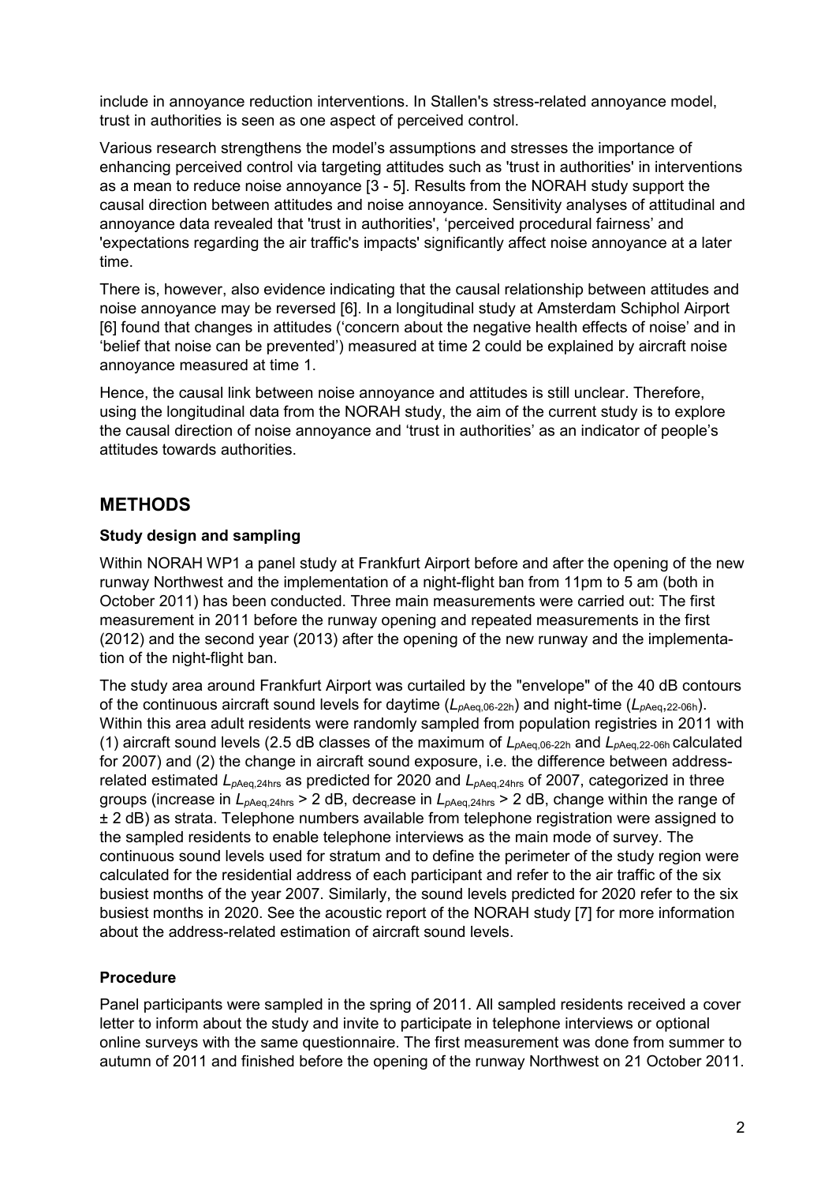include in annoyance reduction interventions. In Stallen's stress-related annoyance model, trust in authorities is seen as one aspect of perceived control.

Various research strengthens the model's assumptions and stresses the importance of enhancing perceived control via targeting attitudes such as 'trust in authorities' in interventions as a mean to reduce noise annoyance [3 - 5]. Results from the NORAH study support the causal direction between attitudes and noise annoyance. Sensitivity analyses of attitudinal and annoyance data revealed that 'trust in authorities', 'perceived procedural fairness' and 'expectations regarding the air traffic's impacts' significantly affect noise annoyance at a later time.

There is, however, also evidence indicating that the causal relationship between attitudes and noise annoyance may be reversed [6]. In a longitudinal study at Amsterdam Schiphol Airport [6] found that changes in attitudes ('concern about the negative health effects of noise' and in 'belief that noise can be prevented') measured at time 2 could be explained by aircraft noise annoyance measured at time 1.

Hence, the causal link between noise annoyance and attitudes is still unclear. Therefore, using the longitudinal data from the NORAH study, the aim of the current study is to explore the causal direction of noise annoyance and 'trust in authorities' as an indicator of people's attitudes towards authorities.

## METHODS

### Study design and sampling

Within NORAH WP1 a panel study at Frankfurt Airport before and after the opening of the new runway Northwest and the implementation of a night-flight ban from 11pm to 5 am (both in October 2011) has been conducted. Three main measurements were carried out: The first measurement in 2011 before the runway opening and repeated measurements in the first (2012) and the second year (2013) after the opening of the new runway and the implementation of the night-flight ban.

The study area around Frankfurt Airport was curtailed by the "envelope" of the 40 dB contours of the continuous aircraft sound levels for daytime ($L_{p\text{Aeq},06\text{-}22\text{h}}$) and night-time ($L_{p\text{Aeq},22\text{-}06\text{h}}$). Within this area adult residents were randomly sampled from population registries in 2011 with (1) aircraft sound levels (2.5 dB classes of the maximum of $L_{p\text{Aeq},06\text{-}22\text{h}}$ and $L_{p\text{Aeq},22\text{-}06\text{h}}$ calculated for 2007) and (2) the change in aircraft sound exposure, i.e. the difference between address-related estimated $L_{p\text{Aeq},24\text{hrs}}$ as predicted for 2020 and $L_{p\text{Aeq},24\text{hrs}}$ of 2007, categorized in three groups (increase in $L_{p\text{Aeq},24\text{hrs}}$ > 2 dB, decrease in $L_{p\text{Aeq},24\text{hrs}}$ > 2 dB, change within the range of ± 2 dB) as strata. Telephone numbers available from telephone registration were assigned to the sampled residents to enable telephone interviews as the main mode of survey. The continuous sound levels used for stratum and to define the perimeter of the study region were calculated for the residential address of each participant and refer to the air traffic of the six busiest months of the year 2007. Similarly, the sound levels predicted for 2020 refer to the six busiest months in 2020. See the acoustic report of the NORAH study [7] for more information about the address-related estimation of aircraft sound levels.

### Procedure

Panel participants were sampled in the spring of 2011. All sampled residents received a cover letter to inform about the study and invite to participate in telephone interviews or optional online surveys with the same questionnaire. The first measurement was done from summer to autumn of 2011 and finished before the opening of the runway Northwest on 21 October 2011.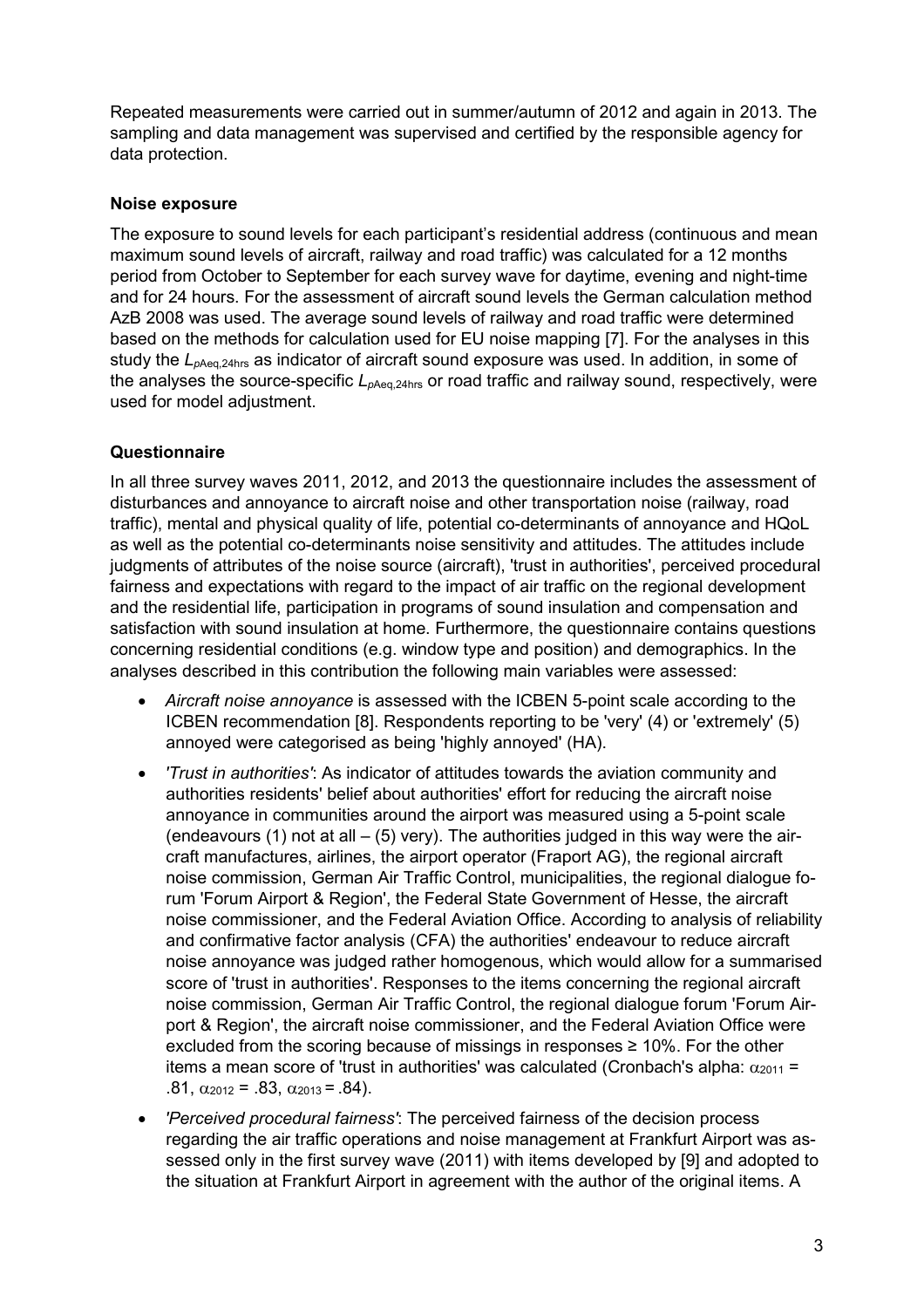Repeated measurements were carried out in summer/autumn of 2012 and again in 2013. The sampling and data management was supervised and certified by the responsible agency for data protection.

### Noise exposure

The exposure to sound levels for each participant's residential address (continuous and mean maximum sound levels of aircraft, railway and road traffic) was calculated for a 12 months period from October to September for each survey wave for daytime, evening and night-time and for 24 hours. For the assessment of aircraft sound levels the German calculation method AzB 2008 was used. The average sound levels of railway and road traffic were determined based on the methods for calculation used for EU noise mapping [7]. For the analyses in this study the $L_{pAeq,24hrs}$ as indicator of aircraft sound exposure was used. In addition, in some of the analyses the source-specific $L_{pAeq,24hrs}$ or road traffic and railway sound, respectively, were used for model adjustment.

### Questionnaire

In all three survey waves 2011, 2012, and 2013 the questionnaire includes the assessment of disturbances and annoyance to aircraft noise and other transportation noise (railway, road traffic), mental and physical quality of life, potential co-determinants of annoyance and HQoL as well as the potential co-determinants noise sensitivity and attitudes. The attitudes include judgments of attributes of the noise source (aircraft), 'trust in authorities', perceived procedural fairness and expectations with regard to the impact of air traffic on the regional development and the residential life, participation in programs of sound insulation and compensation and satisfaction with sound insulation at home. Furthermore, the questionnaire contains questions concerning residential conditions (e.g. window type and position) and demographics. In the analyses described in this contribution the following main variables were assessed:

- *Aircraft noise annoyance* is assessed with the ICBEN 5-point scale according to the ICBEN recommendation [8]. Respondents reporting to be 'very' (4) or 'extremely' (5) annoyed were categorised as being 'highly annoyed' (HA).
- *'Trust in authorities'*: As indicator of attitudes towards the aviation community and authorities residents' belief about authorities' effort for reducing the aircraft noise annoyance in communities around the airport was measured using a 5-point scale (endeavours (1) not at all – (5) very). The authorities judged in this way were the aircraft manufactures, airlines, the airport operator (Fraport AG), the regional aircraft noise commission, German Air Traffic Control, municipalities, the regional dialogue forum 'Forum Airport & Region', the Federal State Government of Hesse, the aircraft noise commissioner, and the Federal Aviation Office. According to analysis of reliability and confirmative factor analysis (CFA) the authorities' endeavour to reduce aircraft noise annoyance was judged rather homogenous, which would allow for a summarised score of 'trust in authorities'. Responses to the items concerning the regional aircraft noise commission, German Air Traffic Control, the regional dialogue forum 'Forum Airport & Region', the aircraft noise commissioner, and the Federal Aviation Office were excluded from the scoring because of missings in responses ≥ 10%. For the other items a mean score of 'trust in authorities' was calculated (Cronbach's alpha: $\alpha_{2011}$ = .81, $\alpha_{2012}$ = .83, $\alpha_{2013}$ = .84).
- *'Perceived procedural fairness'*: The perceived fairness of the decision process regarding the air traffic operations and noise management at Frankfurt Airport was assessed only in the first survey wave (2011) with items developed by [9] and adopted to the situation at Frankfurt Airport in agreement with the author of the original items. A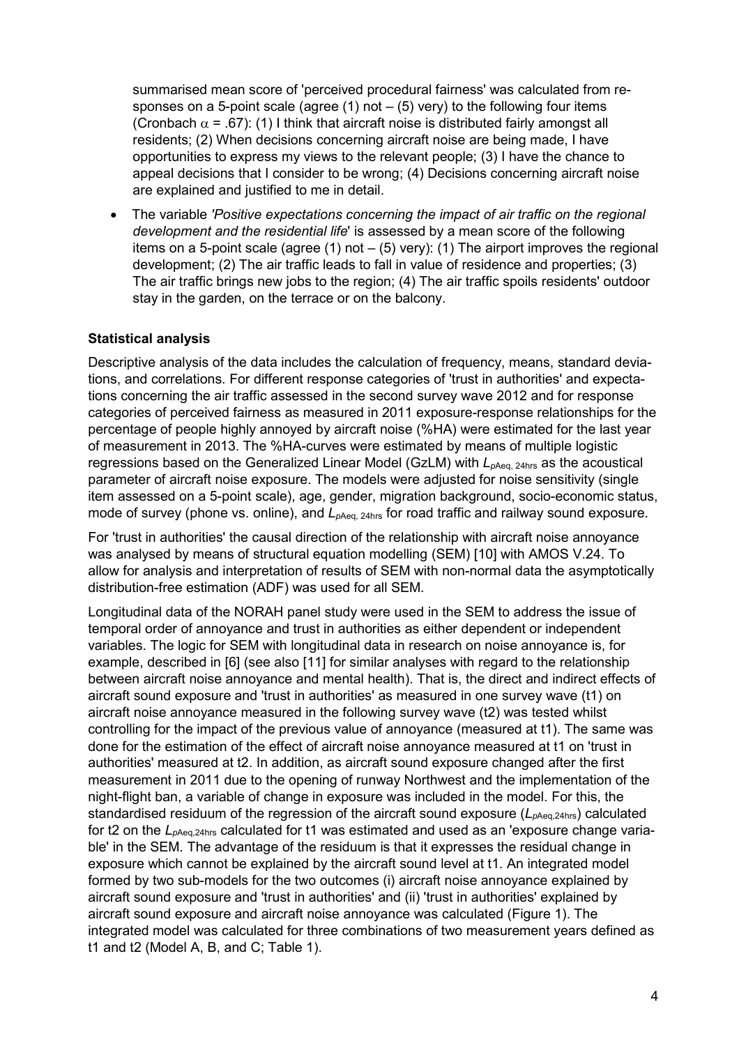summarised mean score of 'perceived procedural fairness' was calculated from responses on a 5-point scale (agree (1) not – (5) very) to the following four items (Cronbach $\alpha$ = .67): (1) I think that aircraft noise is distributed fairly amongst all residents; (2) When decisions concerning aircraft noise are being made, I have opportunities to express my views to the relevant people; (3) I have the chance to appeal decisions that I consider to be wrong; (4) Decisions concerning aircraft noise are explained and justified to me in detail.

- The variable *'Positive expectations concerning the impact of air traffic on the regional development and the residential life*' is assessed by a mean score of the following items on a 5-point scale (agree (1) not – (5) very): (1) The airport improves the regional development; (2) The air traffic leads to fall in value of residence and properties; (3) The air traffic brings new jobs to the region; (4) The air traffic spoils residents' outdoor stay in the garden, on the terrace or on the balcony.

**Statistical analysis**

Descriptive analysis of the data includes the calculation of frequency, means, standard deviations, and correlations. For different response categories of 'trust in authorities' and expectations concerning the air traffic assessed in the second survey wave 2012 and for response categories of perceived fairness as measured in 2011 exposure-response relationships for the percentage of people highly annoyed by aircraft noise (%HA) were estimated for the last year of measurement in 2013. The %HA-curves were estimated by means of multiple logistic regressions based on the Generalized Linear Model (GzLM) with $L_{p\text{Aeq, 24hrs}}$ as the acoustical parameter of aircraft noise exposure. The models were adjusted for noise sensitivity (single item assessed on a 5-point scale), age, gender, migration background, socio-economic status, mode of survey (phone vs. online), and $L_{p\text{Aeq, 24hrs}}$ for road traffic and railway sound exposure.

For 'trust in authorities' the causal direction of the relationship with aircraft noise annoyance was analysed by means of structural equation modelling (SEM) [10] with AMOS V.24. To allow for analysis and interpretation of results of SEM with non-normal data the asymptotically distribution-free estimation (ADF) was used for all SEM.

Longitudinal data of the NORAH panel study were used in the SEM to address the issue of temporal order of annoyance and trust in authorities as either dependent or independent variables. The logic for SEM with longitudinal data in research on noise annoyance is, for example, described in [6] (see also [11] for similar analyses with regard to the relationship between aircraft noise annoyance and mental health). That is, the direct and indirect effects of aircraft sound exposure and 'trust in authorities' as measured in one survey wave (t1) on aircraft noise annoyance measured in the following survey wave (t2) was tested whilst controlling for the impact of the previous value of annoyance (measured at t1). The same was done for the estimation of the effect of aircraft noise annoyance measured at t1 on 'trust in authorities' measured at t2. In addition, as aircraft sound exposure changed after the first measurement in 2011 due to the opening of runway Northwest and the implementation of the night-flight ban, a variable of change in exposure was included in the model. For this, the standardised residuum of the regression of the aircraft sound exposure ($L_{p\text{Aeq,24hrs}}$) calculated for t2 on the $L_{p\text{Aeq,24hrs}}$ calculated for t1 was estimated and used as an 'exposure change variable' in the SEM. The advantage of the residuum is that it expresses the residual change in exposure which cannot be explained by the aircraft sound level at t1. An integrated model formed by two sub-models for the two outcomes (i) aircraft noise annoyance explained by aircraft sound exposure and 'trust in authorities' and (ii) 'trust in authorities' explained by aircraft sound exposure and aircraft noise annoyance was calculated (Figure 1). The integrated model was calculated for three combinations of two measurement years defined as t1 and t2 (Model A, B, and C; Table 1).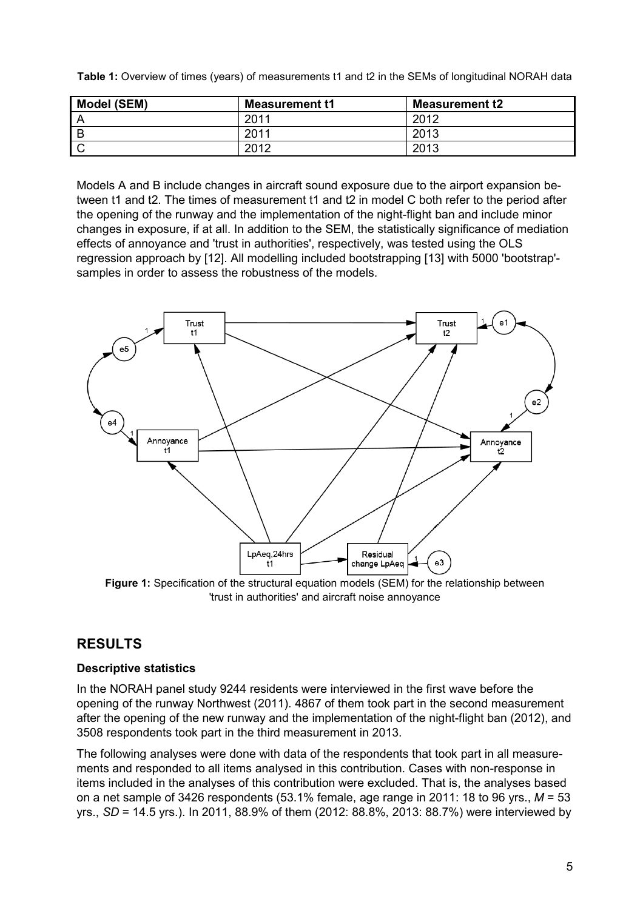**Table 1:** Overview of times (years) of measurements t1 and t2 in the SEMs of longitudinal NORAH data

| Model (SEM) | Measurement t1 | Measurement t2 |
|---|---|---|
| A | 2011 | 2012 |
| B | 2011 | 2013 |
| C | 2012 | 2013 |

Models A and B include changes in aircraft sound exposure due to the airport expansion between t1 and t2. The times of measurement t1 and t2 in model C both refer to the period after the opening of the runway and the implementation of the night-flight ban and include minor changes in exposure, if at all. In addition to the SEM, the statistically significance of mediation effects of annoyance and 'trust in authorities', respectively, was tested using the OLS regression approach by [12]. All modelling included bootstrapping [13] with 5000 'bootstrap'-samples in order to assess the robustness of the models.

**Figure 1:** Specification of the structural equation models (SEM) for the relationship between 'trust in authorities' and aircraft noise annoyance

## RESULTS

### Descriptive statistics

In the NORAH panel study 9244 residents were interviewed in the first wave before the opening of the runway Northwest (2011). 4867 of them took part in the second measurement after the opening of the new runway and the implementation of the night-flight ban (2012), and 3508 respondents took part in the third measurement in 2013.

The following analyses were done with data of the respondents that took part in all measurements and responded to all items analysed in this contribution. Cases with non-response in items included in the analyses of this contribution were excluded. That is, the analyses based on a net sample of 3426 respondents (53.1% female, age range in 2011: 18 to 96 yrs., $M$ = 53 yrs., $SD$ = 14.5 yrs.). In 2011, 88.9% of them (2012: 88.8%, 2013: 88.7%) were interviewed by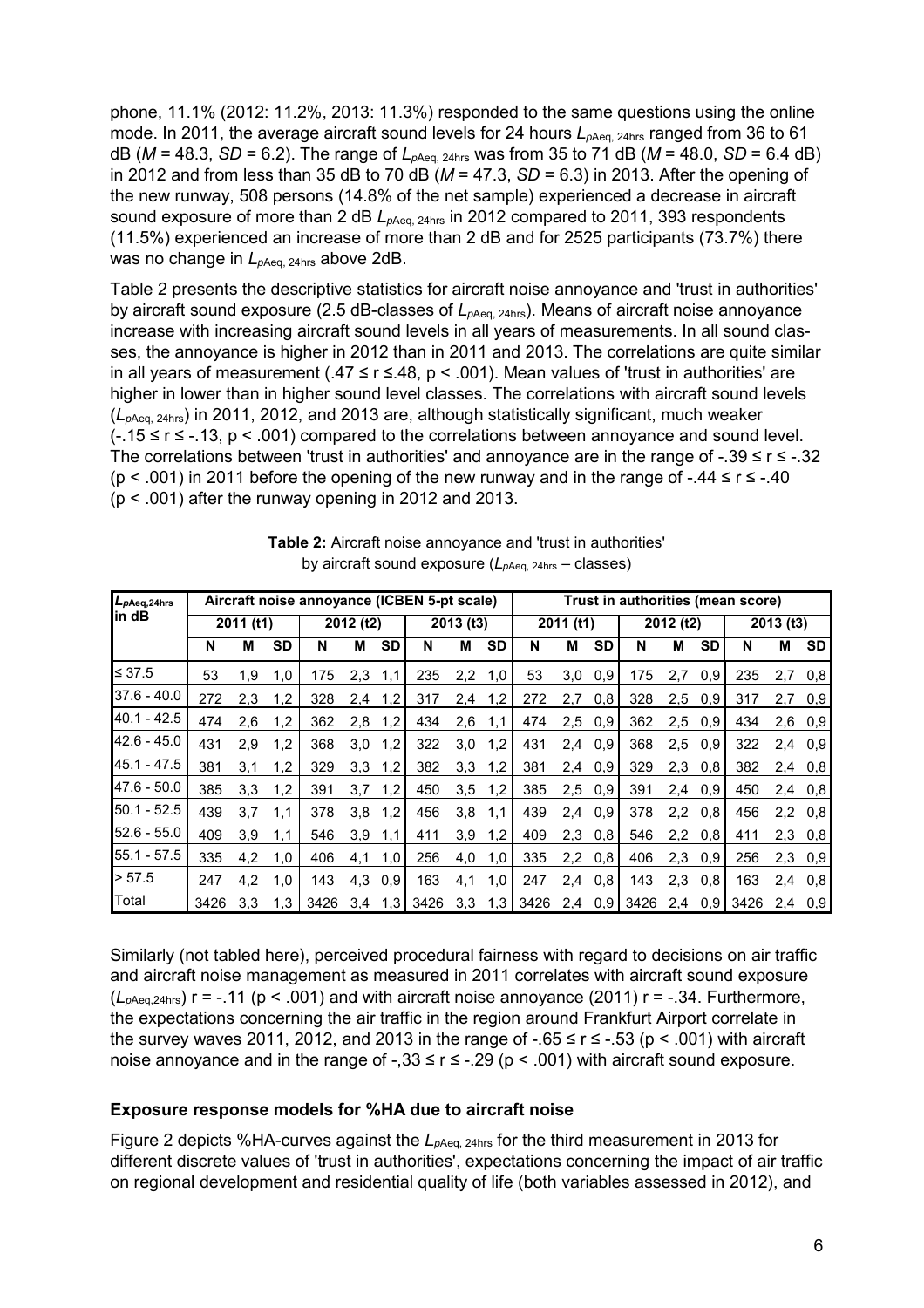phone, 11.1% (2012: 11.2%, 2013: 11.3%) responded to the same questions using the online mode. In 2011, the average aircraft sound levels for 24 hours $L_{pAeq,\,24hrs}$ ranged from 36 to 61 dB ($M$ = 48.3, $SD$ = 6.2). The range of $L_{pAeq,\,24hrs}$ was from 35 to 71 dB ($M$ = 48.0, $SD$ = 6.4 dB) in 2012 and from less than 35 dB to 70 dB ($M$ = 47.3, $SD$ = 6.3) in 2013. After the opening of the new runway, 508 persons (14.8% of the net sample) experienced a decrease in aircraft sound exposure of more than 2 dB $L_{pAeq,\,24hrs}$ in 2012 compared to 2011, 393 respondents (11.5%) experienced an increase of more than 2 dB and for 2525 participants (73.7%) there was no change in $L_{pAeq,\,24hrs}$ above 2dB.

Table 2 presents the descriptive statistics for aircraft noise annoyance and 'trust in authorities' by aircraft sound exposure (2.5 dB-classes of $L_{pAeq,\,24hrs}$). Means of aircraft noise annoyance increase with increasing aircraft sound levels in all years of measurements. In all sound classes, the annoyance is higher in 2012 than in 2011 and 2013. The correlations are quite similar in all years of measurement ($.47 \leq r \leq .48$, $p < .001$). Mean values of 'trust in authorities' are higher in lower than in higher sound level classes. The correlations with aircraft sound levels ($L_{pAeq,\,24hrs}$) in 2011, 2012, and 2013 are, although statistically significant, much weaker ($-.15 \leq r \leq -.13$, $p < .001$) compared to the correlations between annoyance and sound level. The correlations between 'trust in authorities' and annoyance are in the range of $-.39 \leq r \leq -.32$ ($p < .001$) in 2011 before the opening of the new runway and in the range of $-.44 \leq r \leq -.40$ ($p < .001$) after the runway opening in 2012 and 2013.

**Table 2:** Aircraft noise annoyance and 'trust in authorities' by aircraft sound exposure ($L_{pAeq,\,24hrs}$ – classes)

| $L_{pAeq,24hrs}$ in dB | Aircraft noise annoyance (ICBEN 5-pt scale) | | | | | | | | | Trust in authorities (mean score) | | | | | | | | |
|---|---|---|---|---|---|---|---|---|---|---|---|---|---|---|---|---|---|---|
| | 2011 (t1) | | | 2012 (t2) | | | 2013 (t3) | | | 2011 (t1) | | | 2012 (t2) | | | 2013 (t3) | | |
| | N | M | SD | N | M | SD | N | M | SD | N | M | SD | N | M | SD | N | M | SD |
| ≤ 37.5 | 53 | 1,9 | 1,0 | 175 | 2,3 | 1,1 | 235 | 2,2 | 1,0 | 53 | 3,0 | 0,9 | 175 | 2,7 | 0,9 | 235 | 2,7 | 0,8 |
| 37.6 - 40.0 | 272 | 2,3 | 1,2 | 328 | 2,4 | 1,2 | 317 | 2,4 | 1,2 | 272 | 2,7 | 0,8 | 328 | 2,5 | 0,9 | 317 | 2,7 | 0,9 |
| 40.1 - 42.5 | 474 | 2,6 | 1,2 | 362 | 2,8 | 1,2 | 434 | 2,6 | 1,1 | 474 | 2,5 | 0,9 | 362 | 2,5 | 0,9 | 434 | 2,6 | 0,9 |
| 42.6 - 45.0 | 431 | 2,9 | 1,2 | 368 | 3,0 | 1,2 | 322 | 3,0 | 1,2 | 431 | 2,4 | 0,9 | 368 | 2,5 | 0,9 | 322 | 2,4 | 0,9 |
| 45.1 - 47.5 | 381 | 3,1 | 1,2 | 329 | 3,3 | 1,2 | 382 | 3,3 | 1,2 | 381 | 2,4 | 0,9 | 329 | 2,3 | 0,8 | 382 | 2,4 | 0,8 |
| 47.6 - 50.0 | 385 | 3,3 | 1,2 | 391 | 3,7 | 1,2 | 450 | 3,5 | 1,2 | 385 | 2,5 | 0,9 | 391 | 2,4 | 0,9 | 450 | 2,4 | 0,8 |
| 50.1 - 52.5 | 439 | 3,7 | 1,1 | 378 | 3,8 | 1,2 | 456 | 3,8 | 1,1 | 439 | 2,4 | 0,9 | 378 | 2,2 | 0,8 | 456 | 2,2 | 0,8 |
| 52.6 - 55.0 | 409 | 3,9 | 1,1 | 546 | 3,9 | 1,1 | 411 | 3,9 | 1,2 | 409 | 2,3 | 0,8 | 546 | 2,2 | 0,8 | 411 | 2,3 | 0,8 |
| 55.1 - 57.5 | 335 | 4,2 | 1,0 | 406 | 4,1 | 1,0 | 256 | 4,0 | 1,0 | 335 | 2,2 | 0,8 | 406 | 2,3 | 0,9 | 256 | 2,3 | 0,9 |
| > 57.5 | 247 | 4,2 | 1,0 | 143 | 4,3 | 0,9 | 163 | 4,1 | 1,0 | 247 | 2,4 | 0,8 | 143 | 2,3 | 0,8 | 163 | 2,4 | 0,8 |
| Total | 3426 | 3,3 | 1,3 | 3426 | 3,4 | 1,3 | 3426 | 3,3 | 1,3 | 3426 | 2,4 | 0,9 | 3426 | 2,4 | 0,9 | 3426 | 2,4 | 0,9 |

Similarly (not tabled here), perceived procedural fairness with regard to decisions on air traffic and aircraft noise management as measured in 2011 correlates with aircraft sound exposure ($L_{pAeq,24hrs}$) $r = -.11$ ($p < .001$) and with aircraft noise annoyance (2011) $r = -.34$. Furthermore, the expectations concerning the air traffic in the region around Frankfurt Airport correlate in the survey waves 2011, 2012, and 2013 in the range of $-.65 \leq r \leq -.53$ ($p < .001$) with aircraft noise annoyance and in the range of $-,33 \leq r \leq -.29$ ($p < .001$) with aircraft sound exposure.

### Exposure response models for %HA due to aircraft noise

Figure 2 depicts %HA-curves against the $L_{pAeq,\,24hrs}$ for the third measurement in 2013 for different discrete values of 'trust in authorities', expectations concerning the impact of air traffic on regional development and residential quality of life (both variables assessed in 2012), and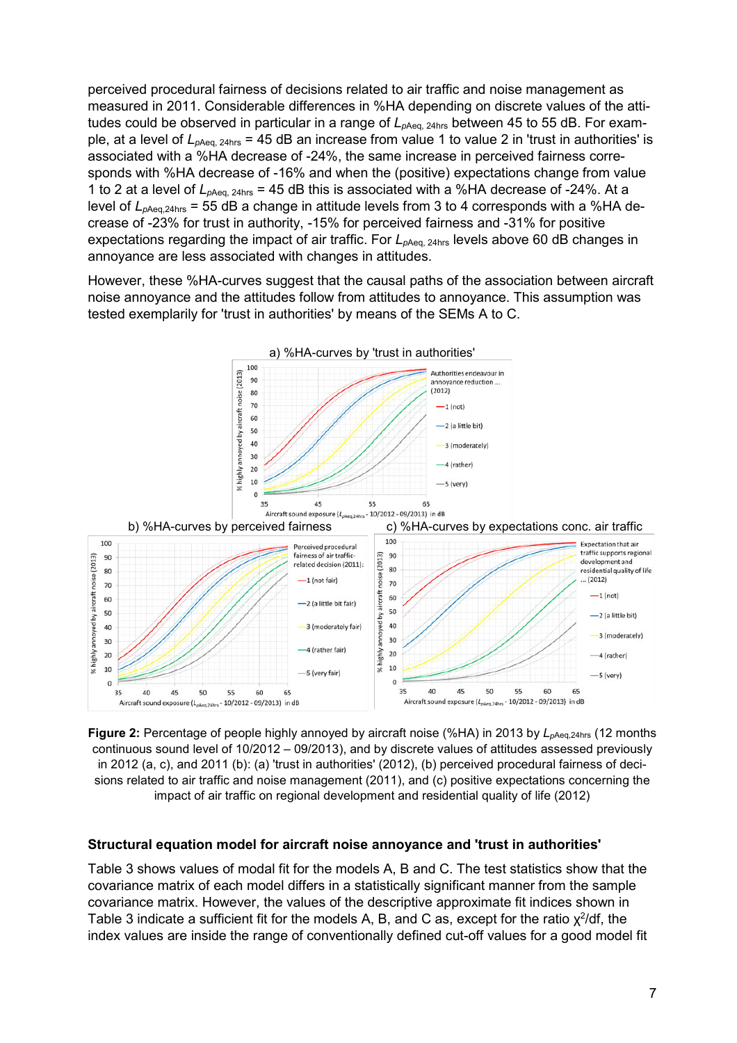perceived procedural fairness of decisions related to air traffic and noise management as measured in 2011. Considerable differences in %HA depending on discrete values of the attitudes could be observed in particular in a range of $L_{pAeq,\ 24hrs}$ between 45 to 55 dB. For example, at a level of $L_{pAeq,\ 24hrs}$ = 45 dB an increase from value 1 to value 2 in 'trust in authorities' is associated with a %HA decrease of -24%, the same increase in perceived fairness corresponds with %HA decrease of -16% and when the (positive) expectations change from value 1 to 2 at a level of $L_{pAeq,\ 24hrs}$ = 45 dB this is associated with a %HA decrease of -24%. At a level of $L_{pAeq,24hrs}$ = 55 dB a change in attitude levels from 3 to 4 corresponds with a %HA decrease of -23% for trust in authority, -15% for perceived fairness and -31% for positive expectations regarding the impact of air traffic. For $L_{pAeq,\ 24hrs}$ levels above 60 dB changes in annoyance are less associated with changes in attitudes.

However, these %HA-curves suggest that the causal paths of the association between aircraft noise annoyance and the attitudes follow from attitudes to annoyance. This assumption was tested exemplarily for 'trust in authorities' by means of the SEMs A to C.

**Figure 2:** Percentage of people highly annoyed by aircraft noise (%HA) in 2013 by $L_{pAeq,24hrs}$ (12 months continuous sound level of 10/2012 – 09/2013), and by discrete values of attitudes assessed previously in 2012 (a, c), and 2011 (b): (a) 'trust in authorities' (2012), (b) perceived procedural fairness of decisions related to air traffic and noise management (2011), and (c) positive expectations concerning the impact of air traffic on regional development and residential quality of life (2012)

### Structural equation model for aircraft noise annoyance and 'trust in authorities'

Table 3 shows values of modal fit for the models A, B and C. The test statistics show that the covariance matrix of each model differs in a statistically significant manner from the sample covariance matrix. However, the values of the descriptive approximate fit indices shown in Table 3 indicate a sufficient fit for the models A, B, and C as, except for the ratio $\chi^2$/df, the index values are inside the range of conventionally defined cut-off values for a good model fit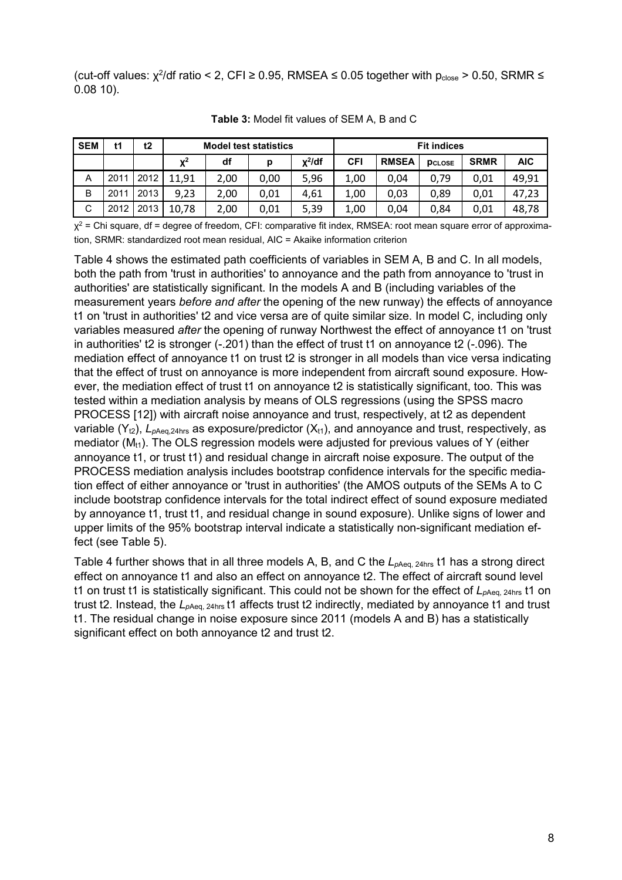(cut-off values: $\chi^2$/df ratio < 2, CFI ≥ 0.95, RMSEA ≤ 0.05 together with $p_{close}$ > 0.50, SRMR ≤ 0.08 10).

**Table 3:** Model fit values of SEM A, B and C

| SEM | t1 | t2 | Model test statistics | | | | Fit indices | | | | |
|---|---|---|---|---|---|---|---|---|---|---|---|
| | | | $\chi^2$ | df | p | $\chi^2$/df | CFI | RMSEA | $p_{CLOSE}$ | SRMR | AIC |
| A | 2011 | 2012 | 11,91 | 2,00 | 0,00 | 5,96 | 1,00 | 0,04 | 0,79 | 0,01 | 49,91 |
| B | 2011 | 2013 | 9,23 | 2,00 | 0,01 | 4,61 | 1,00 | 0,03 | 0,89 | 0,01 | 47,23 |
| C | 2012 | 2013 | 10,78 | 2,00 | 0,01 | 5,39 | 1,00 | 0,04 | 0,84 | 0,01 | 48,78 |

$\chi^2$ = Chi square, df = degree of freedom, CFI: comparative fit index, RMSEA: root mean square error of approximation, SRMR: standardized root mean residual, AIC = Akaike information criterion

Table 4 shows the estimated path coefficients of variables in SEM A, B and C. In all models, both the path from 'trust in authorities' to annoyance and the path from annoyance to 'trust in authorities' are statistically significant. In the models A and B (including variables of the measurement years *before and after* the opening of the new runway) the effects of annoyance t1 on 'trust in authorities' t2 and vice versa are of quite similar size. In model C, including only variables measured *after* the opening of runway Northwest the effect of annoyance t1 on 'trust in authorities' t2 is stronger (-.201) than the effect of trust t1 on annoyance t2 (-.096). The mediation effect of annoyance t1 on trust t2 is stronger in all models than vice versa indicating that the effect of trust on annoyance is more independent from aircraft sound exposure. However, the mediation effect of trust t1 on annoyance t2 is statistically significant, too. This was tested within a mediation analysis by means of OLS regressions (using the SPSS macro PROCESS [12]) with aircraft noise annoyance and trust, respectively, at t2 as dependent variable ($Y_{t2}$), $L_{pAeq,24hrs}$ as exposure/predictor ($X_{t1}$), and annoyance and trust, respectively, as mediator ($M_{t1}$). The OLS regression models were adjusted for previous values of Y (either annoyance t1, or trust t1) and residual change in aircraft noise exposure. The output of the PROCESS mediation analysis includes bootstrap confidence intervals for the specific mediation effect of either annoyance or 'trust in authorities' (the AMOS outputs of the SEMs A to C include bootstrap confidence intervals for the total indirect effect of sound exposure mediated by annoyance t1, trust t1, and residual change in sound exposure). Unlike signs of lower and upper limits of the 95% bootstrap interval indicate a statistically non-significant mediation effect (see Table 5).

Table 4 further shows that in all three models A, B, and C the $L_{pAeq,\ 24hrs}$ t1 has a strong direct effect on annoyance t1 and also an effect on annoyance t2. The effect of aircraft sound level t1 on trust t1 is statistically significant. This could not be shown for the effect of $L_{pAeq,\ 24hrs}$ t1 on trust t2. Instead, the $L_{pAeq,\ 24hrs}$ t1 affects trust t2 indirectly, mediated by annoyance t1 and trust t1. The residual change in noise exposure since 2011 (models A and B) has a statistically significant effect on both annoyance t2 and trust t2.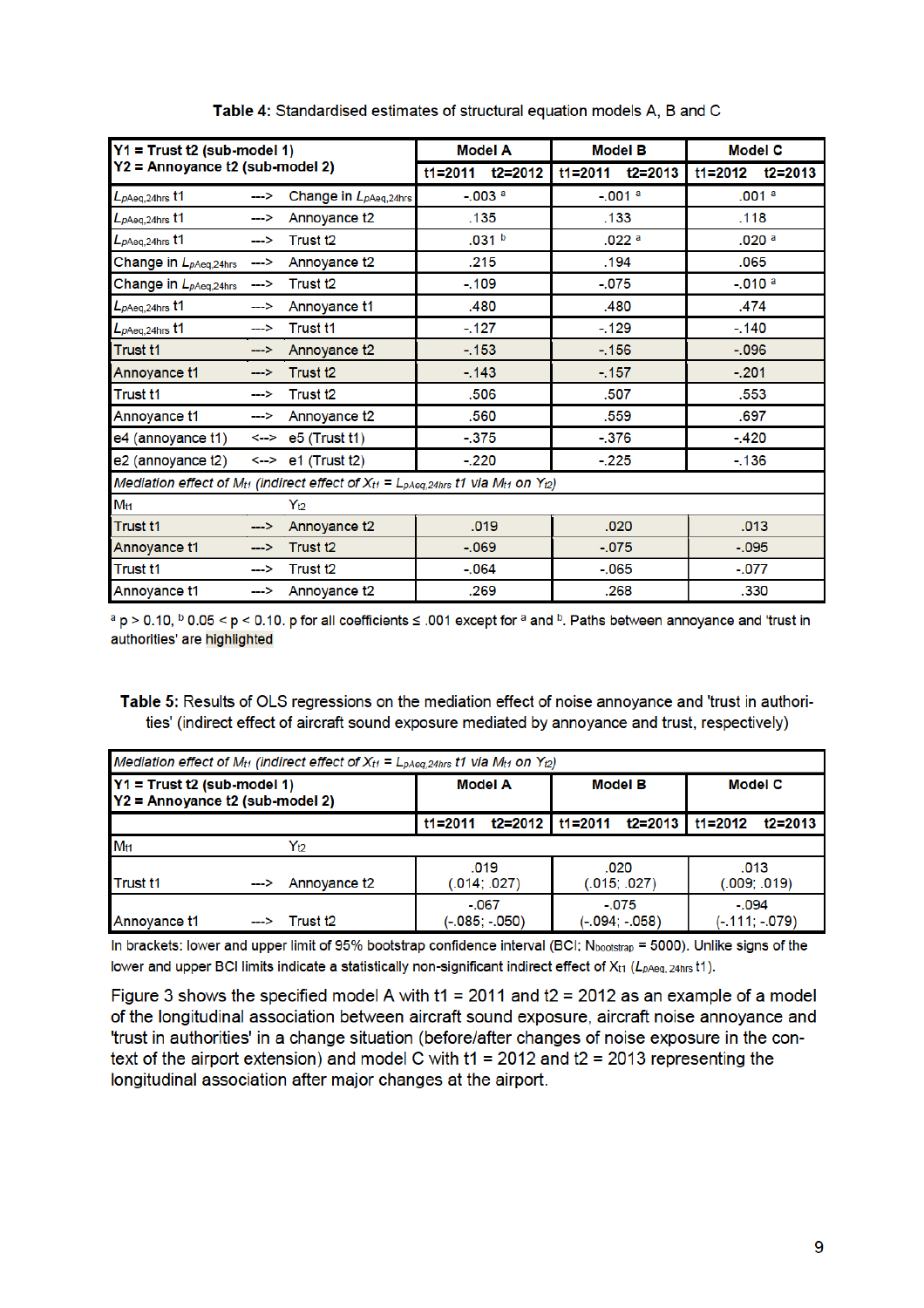**Table 4:** Standardised estimates of structural equation models A, B and C

| Y1 = Trust t2 (sub-model 1)<br>Y2 = Annoyance t2 (sub-model 2) | | | Model A | Model B | Model C |
|---|---|---|---|---|---|
| | | | t1=2011 t2=2012 | t1=2011 t2=2013 | t1=2012 t2=2013 |
| $L_{pAeq,24hrs}$ t1 | ---> | Change in $L_{pAeq,24hrs}$ | -.003 [a] | -.001 [a] | .001 [a] |
| $L_{pAeq,24hrs}$ t1 | ---> | Annoyance t2 | .135 | .133 | .118 |
| $L_{pAeq,24hrs}$ t1 | ---> | Trust t2 | .031 [b] | .022 [a] | .020 [a] |
| Change in $L_{pAeq,24hrs}$ | ---> | Annoyance t2 | .215 | .194 | .065 |
| Change in $L_{pAeq,24hrs}$ | ---> | Trust t2 | -.109 | -.075 | -.010 [a] |
| $L_{pAeq,24hrs}$ t1 | ---> | Annoyance t1 | .480 | .480 | .474 |
| $L_{pAeq,24hrs}$ t1 | ---> | Trust t1 | -.127 | -.129 | -.140 |
| Trust t1 | ---> | Annoyance t2 | -.153 | -.156 | -.096 |
| Annoyance t1 | ---> | Trust t2 | -.143 | -.157 | -.201 |
| Trust t1 | ---> | Trust t2 | .506 | .507 | .553 |
| Annoyance t1 | ---> | Annoyance t2 | .560 | .559 | .697 |
| e4 (annoyance t1) | <--> | e5 (Trust t1) | -.375 | -.376 | -.420 |
| e2 (annoyance t2) | <--> | e1 (Trust t2) | -.220 | -.225 | -.136 |
| *Mediation effect of $M_{t1}$ (indirect effect of $X_{t1}$ = $L_{pAeq,24hrs}$ t1 via $M_{t1}$ on $Y_{t2}$)* | | | | | |
| $M_{t1}$ | | $Y_{t2}$ | | | |
| Trust t1 | ---> | Annoyance t2 | .019 | .020 | .013 |
| Annoyance t1 | ---> | Trust t2 | -.069 | -.075 | -.095 |
| Trust t1 | ---> | Trust t2 | -.064 | -.065 | -.077 |
| Annoyance t1 | ---> | Annoyance t2 | .269 | .268 | .330 |

[a] p > 0.10, [b] 0.05 < p < 0.10. p for all coefficients ≤ .001 except for [a] and [b]. Paths between annoyance and 'trust in authorities' are highlighted

**Table 5:** Results of OLS regressions on the mediation effect of noise annoyance and 'trust in authorities' (indirect effect of aircraft sound exposure mediated by annoyance and trust, respectively)

| *Mediation effect of $M_{t1}$ (indirect effect of $X_{t1}$ = $L_{pAeq,24hrs}$ t1 via $M_{t1}$ on $Y_{t2}$)* | | | | | |
|---|---|---|---|---|---|
| Y1 = Trust t2 (sub-model 1)<br>Y2 = Annoyance t2 (sub-model 2) | | | Model A | Model B | Model C |
| | | | t1=2011 t2=2012 | t1=2011 t2=2013 | t1=2012 t2=2013 |
| $M_{t1}$ | | $Y_{t2}$ | | | |
| Trust t1 | ---> | Annoyance t2 | .019<br>(.014; .027) | .020<br>(.015; .027) | .013<br>(.009; .019) |
| Annoyance t1 | ---> | Trust t2 | -.067<br>(-.085; -.050) | -.075<br>(-.094; -.058) | -.094<br>(-.111; -.079) |

In brackets: lower and upper limit of 95% bootstrap confidence interval (BCI; $N_{bootstrap}$ = 5000). Unlike signs of the lower and upper BCI limits indicate a statistically non-significant indirect effect of $X_{t1}$ ($L_{pAeq,24hrs}$ t1).

Figure 3 shows the specified model A with t1 = 2011 and t2 = 2012 as an example of a model of the longitudinal association between aircraft sound exposure, aircraft noise annoyance and 'trust in authorities' in a change situation (before/after changes of noise exposure in the context of the airport extension) and model C with t1 = 2012 and t2 = 2013 representing the longitudinal association after major changes at the airport.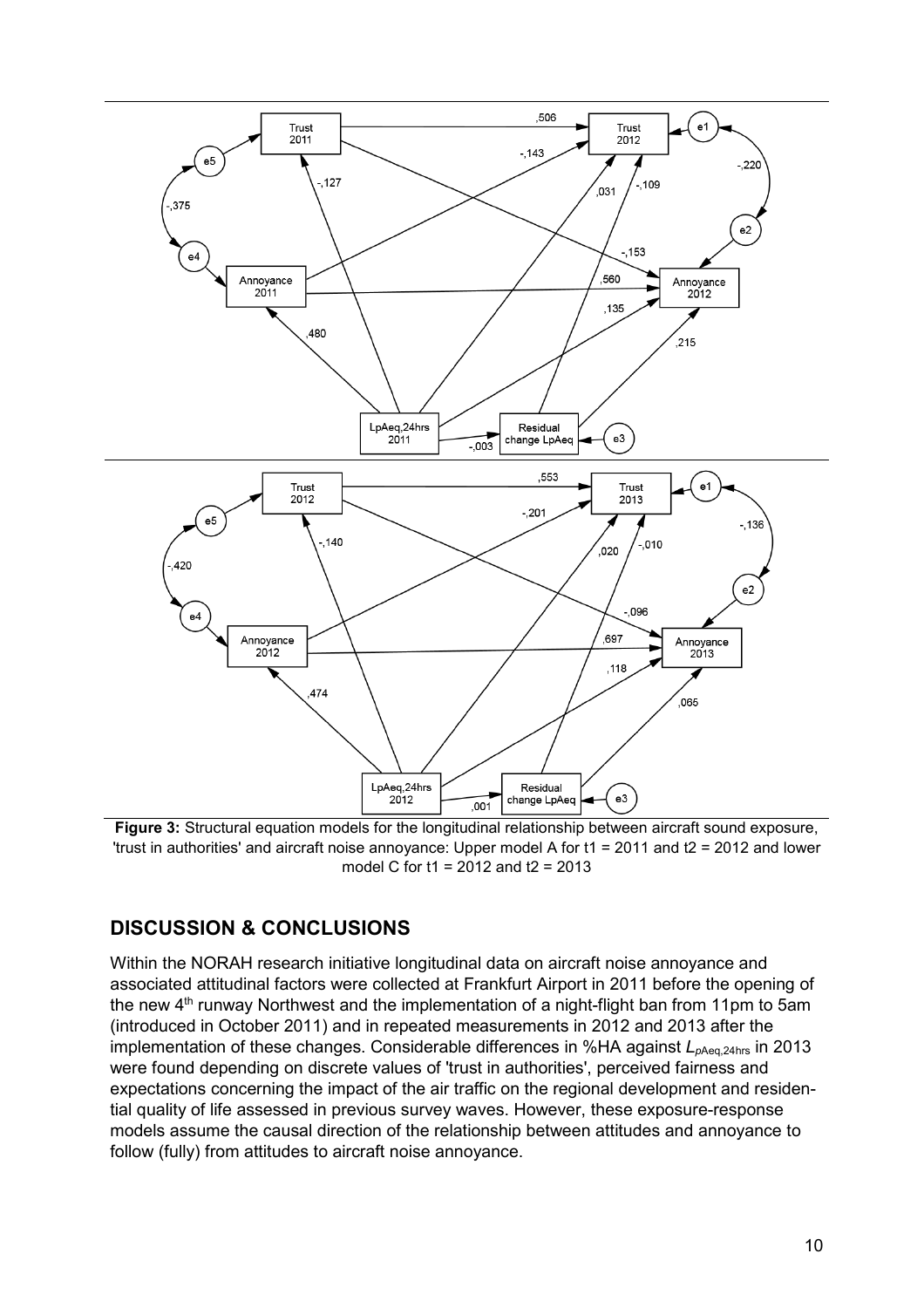**Figure 3:** Structural equation models for the longitudinal relationship between aircraft sound exposure, 'trust in authorities' and aircraft noise annoyance: Upper model A for t1 = 2011 and t2 = 2012 and lower model C for t1 = 2012 and t2 = 2013

## DISCUSSION & CONCLUSIONS

Within the NORAH research initiative longitudinal data on aircraft noise annoyance and associated attitudinal factors were collected at Frankfurt Airport in 2011 before the opening of the new 4th runway Northwest and the implementation of a night-flight ban from 11pm to 5am (introduced in October 2011) and in repeated measurements in 2012 and 2013 after the implementation of these changes. Considerable differences in %HA against $L_{pAeq,24hrs}$ in 2013 were found depending on discrete values of 'trust in authorities', perceived fairness and expectations concerning the impact of the air traffic on the regional development and residential quality of life assessed in previous survey waves. However, these exposure-response models assume the causal direction of the relationship between attitudes and annoyance to follow (fully) from attitudes to aircraft noise annoyance.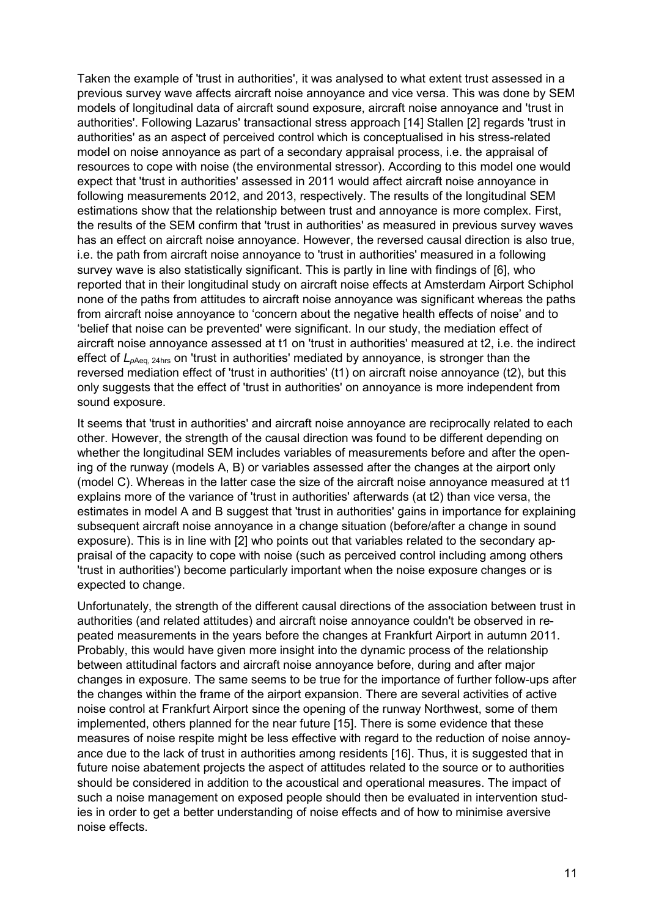Taken the example of 'trust in authorities', it was analysed to what extent trust assessed in a previous survey wave affects aircraft noise annoyance and vice versa. This was done by SEM models of longitudinal data of aircraft sound exposure, aircraft noise annoyance and 'trust in authorities'. Following Lazarus' transactional stress approach [14] Stallen [2] regards 'trust in authorities' as an aspect of perceived control which is conceptualised in his stress-related model on noise annoyance as part of a secondary appraisal process, i.e. the appraisal of resources to cope with noise (the environmental stressor). According to this model one would expect that 'trust in authorities' assessed in 2011 would affect aircraft noise annoyance in following measurements 2012, and 2013, respectively. The results of the longitudinal SEM estimations show that the relationship between trust and annoyance is more complex. First, the results of the SEM confirm that 'trust in authorities' as measured in previous survey waves has an effect on aircraft noise annoyance. However, the reversed causal direction is also true, i.e. the path from aircraft noise annoyance to 'trust in authorities' measured in a following survey wave is also statistically significant. This is partly in line with findings of [6], who reported that in their longitudinal study on aircraft noise effects at Amsterdam Airport Schiphol none of the paths from attitudes to aircraft noise annoyance was significant whereas the paths from aircraft noise annoyance to 'concern about the negative health effects of noise' and to 'belief that noise can be prevented' were significant. In our study, the mediation effect of aircraft noise annoyance assessed at t1 on 'trust in authorities' measured at t2, i.e. the indirect effect of $L_{pAeq,\,24hrs}$ on 'trust in authorities' mediated by annoyance, is stronger than the reversed mediation effect of 'trust in authorities' (t1) on aircraft noise annoyance (t2), but this only suggests that the effect of 'trust in authorities' on annoyance is more independent from sound exposure.

It seems that 'trust in authorities' and aircraft noise annoyance are reciprocally related to each other. However, the strength of the causal direction was found to be different depending on whether the longitudinal SEM includes variables of measurements before and after the opening of the runway (models A, B) or variables assessed after the changes at the airport only (model C). Whereas in the latter case the size of the aircraft noise annoyance measured at t1 explains more of the variance of 'trust in authorities' afterwards (at t2) than vice versa, the estimates in model A and B suggest that 'trust in authorities' gains in importance for explaining subsequent aircraft noise annoyance in a change situation (before/after a change in sound exposure). This is in line with [2] who points out that variables related to the secondary appraisal of the capacity to cope with noise (such as perceived control including among others 'trust in authorities') become particularly important when the noise exposure changes or is expected to change.

Unfortunately, the strength of the different causal directions of the association between trust in authorities (and related attitudes) and aircraft noise annoyance couldn't be observed in repeated measurements in the years before the changes at Frankfurt Airport in autumn 2011. Probably, this would have given more insight into the dynamic process of the relationship between attitudinal factors and aircraft noise annoyance before, during and after major changes in exposure. The same seems to be true for the importance of further follow-ups after the changes within the frame of the airport expansion. There are several activities of active noise control at Frankfurt Airport since the opening of the runway Northwest, some of them implemented, others planned for the near future [15]. There is some evidence that these measures of noise respite might be less effective with regard to the reduction of noise annoyance due to the lack of trust in authorities among residents [16]. Thus, it is suggested that in future noise abatement projects the aspect of attitudes related to the source or to authorities should be considered in addition to the acoustical and operational measures. The impact of such a noise management on exposed people should then be evaluated in intervention studies in order to get a better understanding of noise effects and of how to minimise aversive noise effects.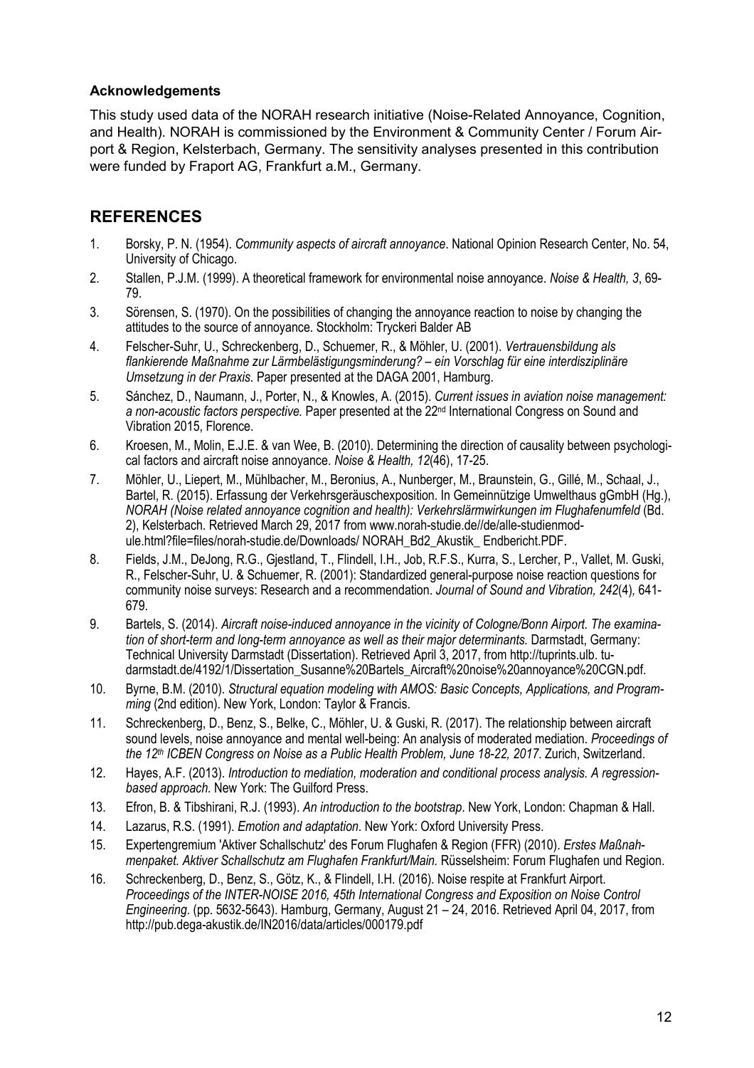### Acknowledgements

This study used data of the NORAH research initiative (Noise-Related Annoyance, Cognition, and Health). NORAH is commissioned by the Environment & Community Center / Forum Airport & Region, Kelsterbach, Germany. The sensitivity analyses presented in this contribution were funded by Fraport AG, Frankfurt a.M., Germany.

## REFERENCES

1. Borsky, P. N. (1954). *Community aspects of aircraft annoyance*. National Opinion Research Center, No. 54, University of Chicago.
2. Stallen, P.J.M. (1999). A theoretical framework for environmental noise annoyance. *Noise & Health, 3*, 69-79.
3. Sörensen, S. (1970). On the possibilities of changing the annoyance reaction to noise by changing the attitudes to the source of annoyance. Stockholm: Tryckeri Balder AB
4. Felscher-Suhr, U., Schreckenberg, D., Schuemer, R., & Möhler, U. (2001). *Vertrauensbildung als flankierende Maßnahme zur Lärmbelästigungsminderung? – ein Vorschlag für eine interdisziplinäre Umsetzung in der Praxis.* Paper presented at the DAGA 2001, Hamburg.
5. Sánchez, D., Naumann, J., Porter, N., & Knowles, A. (2015). *Current issues in aviation noise management: a non-acoustic factors perspective.* Paper presented at the 22nd International Congress on Sound and Vibration 2015, Florence.
6. Kroesen, M., Molin, E.J.E. & van Wee, B. (2010). Determining the direction of causality between psychological factors and aircraft noise annoyance. *Noise & Health, 12*(46), 17-25.
7. Möhler, U., Liepert, M., Mühlbacher, M., Beronius, A., Nunberger, M., Braunstein, G., Gillé, M., Schaal, J., Bartel, R. (2015). Erfassung der Verkehrsgeräuschexposition. In Gemeinnützige Umwelthaus gGmbH (Hg.), *NORAH (Noise related annoyance cognition and health): Verkehrslärmwirkungen im Flughafenumfeld* (Bd. 2), Kelsterbach. Retrieved March 29, 2017 from www.norah-studie.de//de/alle-studienmodule.html?file=files/norah-studie.de/Downloads/ NORAH_Bd2_Akustik_ Endbericht.PDF.
8. Fields, J.M., DeJong, R.G., Gjestland, T., Flindell, I.H., Job, R.F.S., Kurra, S., Lercher, P., Vallet, M. Guski, R., Felscher-Suhr, U. & Schuemer, R. (2001): Standardized general-purpose noise reaction questions for community noise surveys: Research and a recommendation. *Journal of Sound and Vibration, 242*(4), 641-679.
9. Bartels, S. (2014). *Aircraft noise-induced annoyance in the vicinity of Cologne/Bonn Airport. The examination of short-term and long-term annoyance as well as their major determinants.* Darmstadt, Germany: Technical University Darmstadt (Dissertation). Retrieved April 3, 2017, from http://tuprints.ulb. tu-darmstadt.de/4192/1/Dissertation_Susanne%20Bartels_Aircraft%20noise%20annoyance%20CGN.pdf.
10. Byrne, B.M. (2010). *Structural equation modeling with AMOS: Basic Concepts, Applications, and Programming* (2nd edition). New York, London: Taylor & Francis.
11. Schreckenberg, D., Benz, S., Belke, C., Möhler, U. & Guski, R. (2017). The relationship between aircraft sound levels, noise annoyance and mental well-being: An analysis of moderated mediation. *Proceedings of the 12th ICBEN Congress on Noise as a Public Health Problem, June 18-22, 2017*. Zurich, Switzerland.
12. Hayes, A.F. (2013). *Introduction to mediation, moderation and conditional process analysis. A regression-based approach.* New York: The Guilford Press.
13. Efron, B. & Tibshirani, R.J. (1993). *An introduction to the bootstrap*. New York, London: Chapman & Hall.
14. Lazarus, R.S. (1991). *Emotion and adaptation*. New York: Oxford University Press.
15. Expertengremium 'Aktiver Schallschutz' des Forum Flughafen & Region (FFR) (2010). *Erstes Maßnahmenpaket. Aktiver Schallschutz am Flughafen Frankfurt/Main.* Rüsselsheim: Forum Flughafen und Region.
16. Schreckenberg, D., Benz, S., Götz, K., & Flindell, I.H. (2016). Noise respite at Frankfurt Airport. *Proceedings of the INTER-NOISE 2016, 45th International Congress and Exposition on Noise Control Engineering*. (pp. 5632-5643). Hamburg, Germany, August 21 – 24, 2016. Retrieved April 04, 2017, from http://pub.dega-akustik.de/IN2016/data/articles/000179.pdf